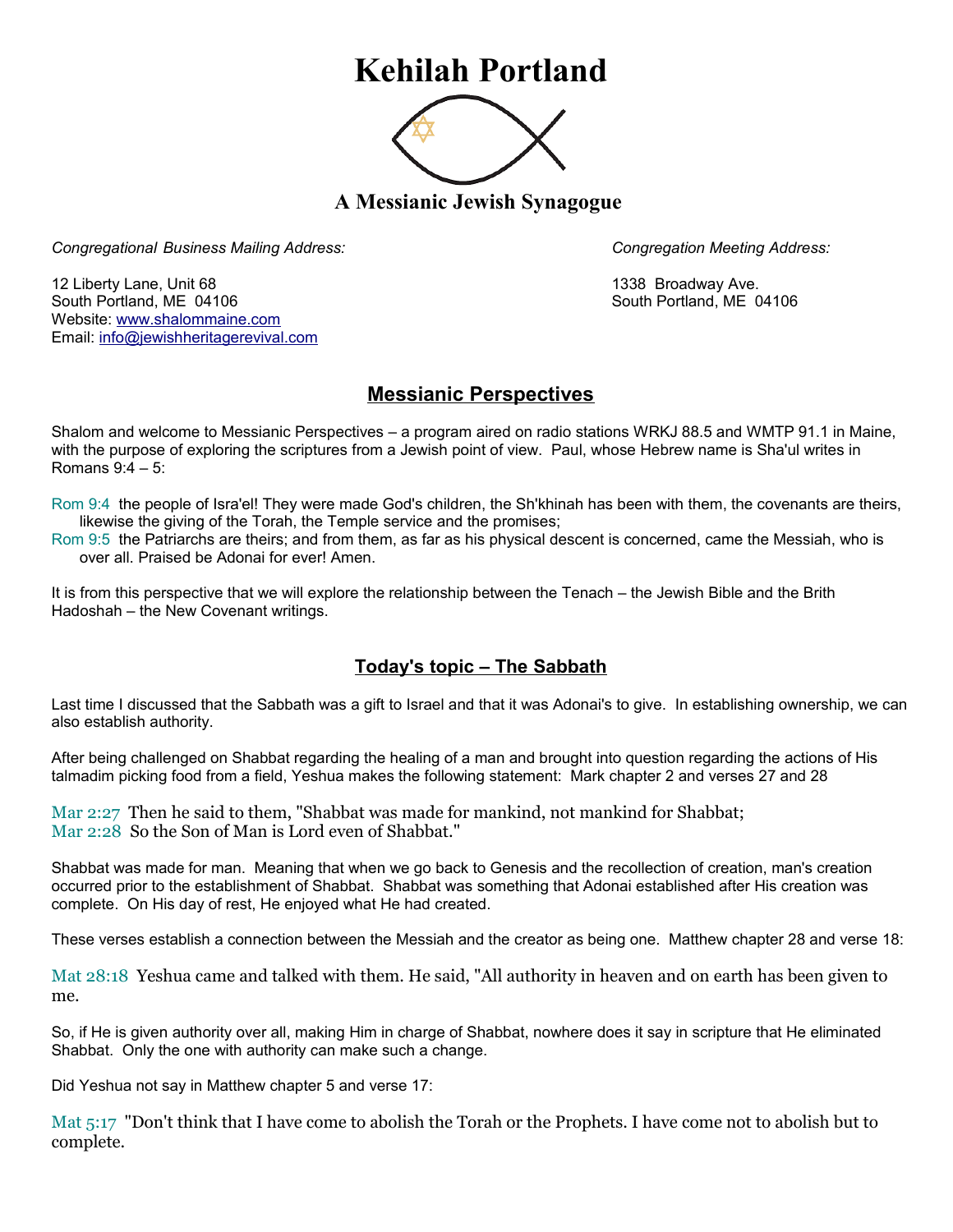# Kehilah Portland

### A Messianic Jewish Synagogue

*Congregational Business Mailing Address:*

12 Liberty Lane, Unit 68
South Portland, ME 04106
Website: www.shalommaine.com
Email: info@jewishheritagerevival.com

*Congregation Meeting Address:*

1338 Broadway Ave.
South Portland, ME 04106

## Messianic Perspectives

Shalom and welcome to Messianic Perspectives – a program aired on radio stations WRKJ 88.5 and WMTP 91.1 in Maine, with the purpose of exploring the scriptures from a Jewish point of view. Paul, whose Hebrew name is Sha'ul writes in Romans 9:4 – 5:

Rom 9:4 the people of Isra'el! They were made God's children, the Sh'khinah has been with them, the covenants are theirs, likewise the giving of the Torah, the Temple service and the promises;
Rom 9:5 the Patriarchs are theirs; and from them, as far as his physical descent is concerned, came the Messiah, who is over all. Praised be Adonai for ever! Amen.

It is from this perspective that we will explore the relationship between the Tenach – the Jewish Bible and the Brith Hadoshah – the New Covenant writings.

## Today's topic – The Sabbath

Last time I discussed that the Sabbath was a gift to Israel and that it was Adonai's to give. In establishing ownership, we can also establish authority.

After being challenged on Shabbat regarding the healing of a man and brought into question regarding the actions of His talmadim picking food from a field, Yeshua makes the following statement: Mark chapter 2 and verses 27 and 28

Mar 2:27 Then he said to them, "Shabbat was made for mankind, not mankind for Shabbat;
Mar 2:28 So the Son of Man is Lord even of Shabbat."

Shabbat was made for man. Meaning that when we go back to Genesis and the recollection of creation, man's creation occurred prior to the establishment of Shabbat. Shabbat was something that Adonai established after His creation was complete. On His day of rest, He enjoyed what He had created.

These verses establish a connection between the Messiah and the creator as being one. Matthew chapter 28 and verse 18:

Mat 28:18 Yeshua came and talked with them. He said, "All authority in heaven and on earth has been given to me.

So, if He is given authority over all, making Him in charge of Shabbat, nowhere does it say in scripture that He eliminated Shabbat. Only the one with authority can make such a change.

Did Yeshua not say in Matthew chapter 5 and verse 17:

Mat 5:17 "Don't think that I have come to abolish the Torah or the Prophets. I have come not to abolish but to complete.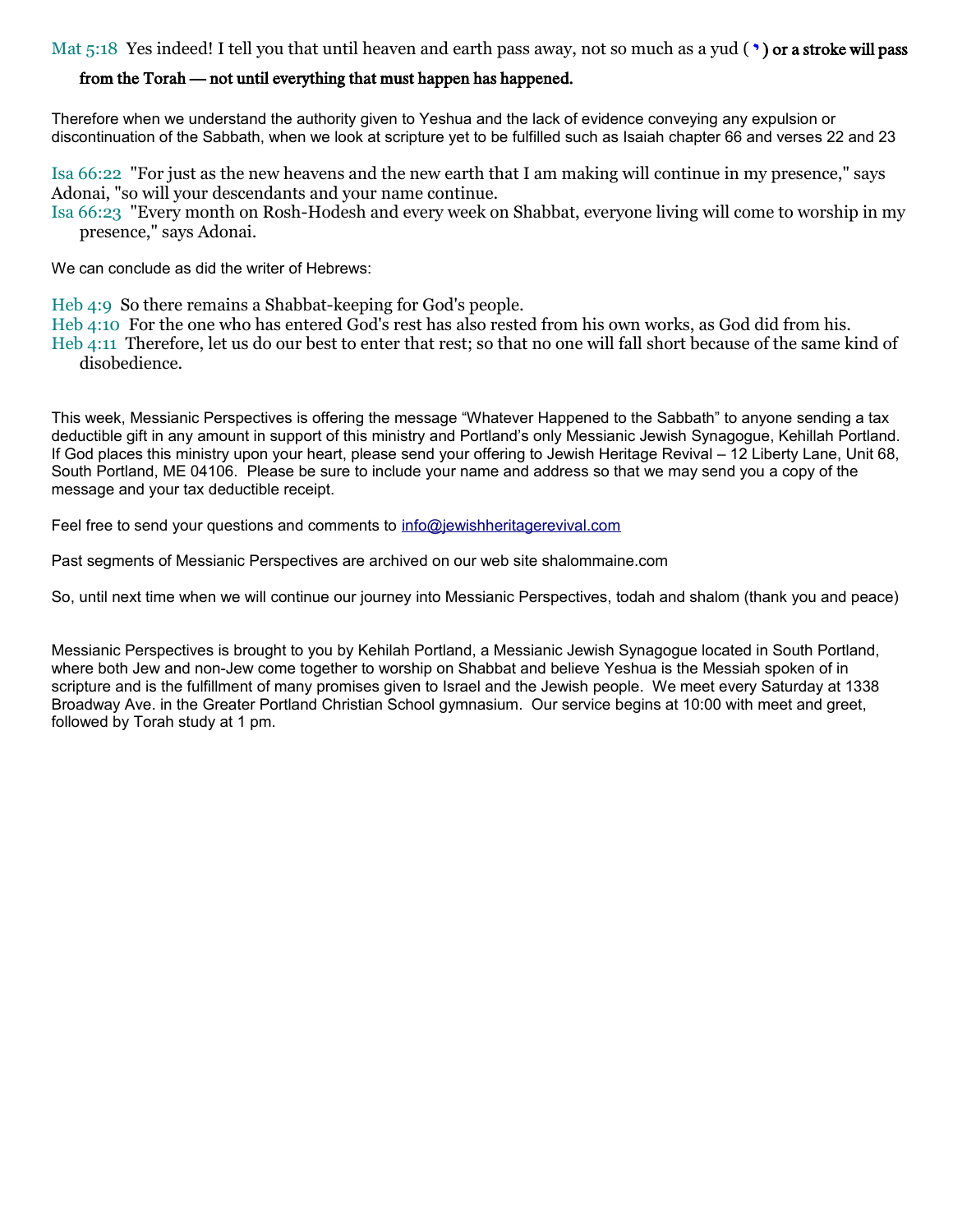Mat 5:18  Yes indeed! I tell you that until heaven and earth pass away, not so much as a yud (י) or a stroke will pass from the Torah — not until everything that must happen has happened.

Therefore when we understand the authority given to Yeshua and the lack of evidence conveying any expulsion or discontinuation of the Sabbath, when we look at scripture yet to be fulfilled such as Isaiah chapter 66 and verses 22 and 23

Isa 66:22  "For just as the new heavens and the new earth that I am making will continue in my presence," says Adonai, "so will your descendants and your name continue.
Isa 66:23  "Every month on Rosh-Hodesh and every week on Shabbat, everyone living will come to worship in my presence," says Adonai.

We can conclude as did the writer of Hebrews:

Heb 4:9  So there remains a Shabbat-keeping for God's people.
Heb 4:10  For the one who has entered God's rest has also rested from his own works, as God did from his.
Heb 4:11  Therefore, let us do our best to enter that rest; so that no one will fall short because of the same kind of disobedience.

This week, Messianic Perspectives is offering the message "Whatever Happened to the Sabbath" to anyone sending a tax deductible gift in any amount in support of this ministry and Portland's only Messianic Jewish Synagogue, Kehillah Portland. If God places this ministry upon your heart, please send your offering to Jewish Heritage Revival – 12 Liberty Lane, Unit 68, South Portland, ME 04106.  Please be sure to include your name and address so that we may send you a copy of the message and your tax deductible receipt.

Feel free to send your questions and comments to info@jewishheritagerevival.com

Past segments of Messianic Perspectives are archived on our web site shalommaine.com

So, until next time when we will continue our journey into Messianic Perspectives, todah and shalom (thank you and peace)

Messianic Perspectives is brought to you by Kehilah Portland, a Messianic Jewish Synagogue located in South Portland, where both Jew and non-Jew come together to worship on Shabbat and believe Yeshua is the Messiah spoken of in scripture and is the fulfillment of many promises given to Israel and the Jewish people.  We meet every Saturday at 1338 Broadway Ave. in the Greater Portland Christian School gymnasium.  Our service begins at 10:00 with meet and greet, followed by Torah study at 1 pm.